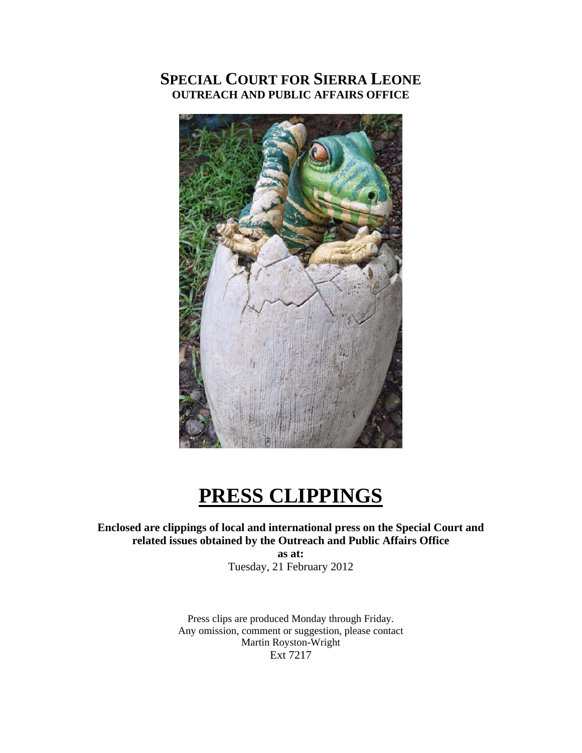# SPECIAL COURT FOR SIERRA LEONE
## OUTREACH AND PUBLIC AFFAIRS OFFICE

# PRESS CLIPPINGS

**Enclosed are clippings of local and international press on the Special Court and related issues obtained by the Outreach and Public Affairs Office**

**as at:**

Tuesday, 21 February 2012

Press clips are produced Monday through Friday.
Any omission, comment or suggestion, please contact
Martin Royston-Wright
Ext 7217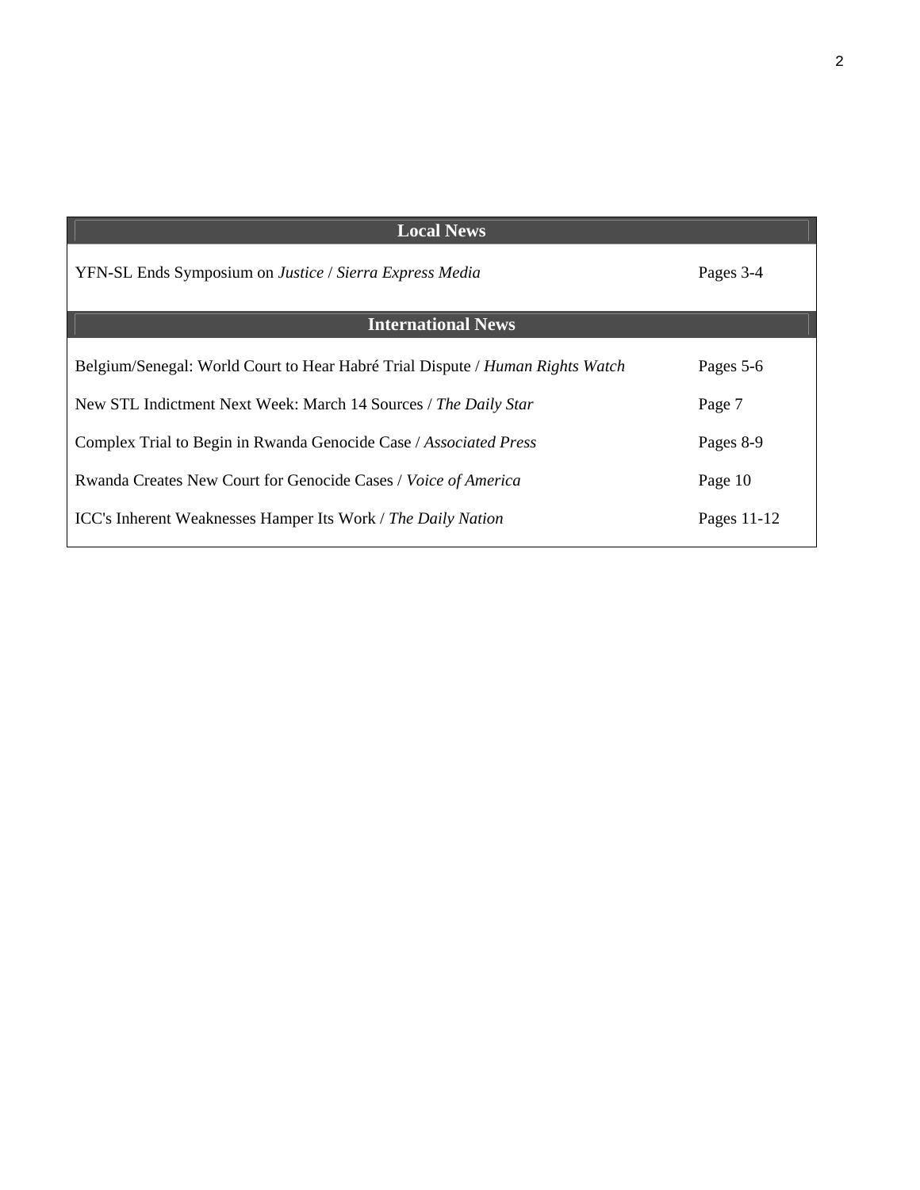| Local News | |
| --- | --- |
| YFN-SL Ends Symposium on *Justice* / *Sierra Express Media* | Pages 3-4 |
| **International News** | |
| Belgium/Senegal: World Court to Hear Habré Trial Dispute / *Human Rights Watch* | Pages 5-6 |
| New STL Indictment Next Week: March 14 Sources / *The Daily Star* | Page 7 |
| Complex Trial to Begin in Rwanda Genocide Case / *Associated Press* | Pages 8-9 |
| Rwanda Creates New Court for Genocide Cases / *Voice of America* | Page 10 |
| ICC's Inherent Weaknesses Hamper Its Work / *The Daily Nation* | Pages 11-12 |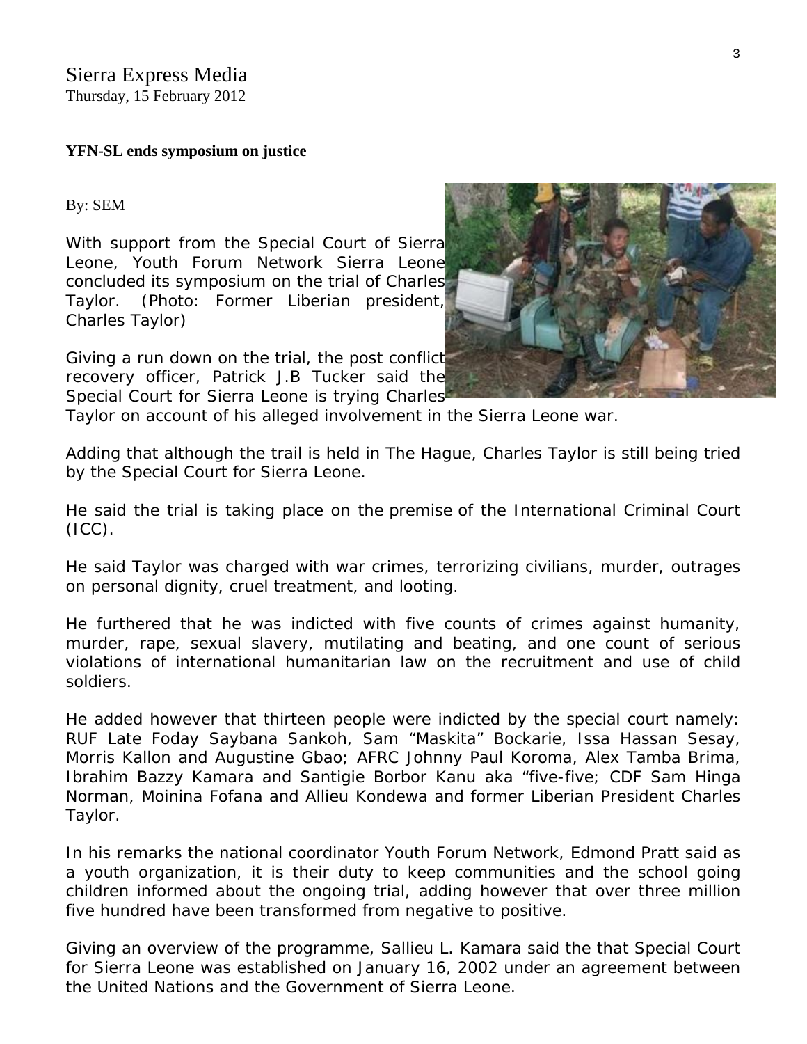Sierra Express Media
Thursday, 15 February 2012

**YFN-SL ends symposium on justice**

By: SEM

With support from the Special Court of Sierra Leone, Youth Forum Network Sierra Leone concluded its symposium on the trial of Charles Taylor. (Photo: Former Liberian president, Charles Taylor)

Giving a run down on the trial, the post conflict recovery officer, Patrick J.B Tucker said the Special Court for Sierra Leone is trying Charles Taylor on account of his alleged involvement in the Sierra Leone war.

Adding that although the trail is held in The Hague, Charles Taylor is still being tried by the Special Court for Sierra Leone.

He said the trial is taking place on the premise of the International Criminal Court (ICC).

He said Taylor was charged with war crimes, terrorizing civilians, murder, outrages on personal dignity, cruel treatment, and looting.

He furthered that he was indicted with five counts of crimes against humanity, murder, rape, sexual slavery, mutilating and beating, and one count of serious violations of international humanitarian law on the recruitment and use of child soldiers.

He added however that thirteen people were indicted by the special court namely: RUF Late Foday Saybana Sankoh, Sam "Maskita" Bockarie, Issa Hassan Sesay, Morris Kallon and Augustine Gbao; AFRC Johnny Paul Koroma, Alex Tamba Brima, Ibrahim Bazzy Kamara and Santigie Borbor Kanu aka "five-five; CDF Sam Hinga Norman, Moinina Fofana and Allieu Kondewa and former Liberian President Charles Taylor.

In his remarks the national coordinator Youth Forum Network, Edmond Pratt said as a youth organization, it is their duty to keep communities and the school going children informed about the ongoing trial, adding however that over three million five hundred have been transformed from negative to positive.

Giving an overview of the programme, Sallieu L. Kamara said the that Special Court for Sierra Leone was established on January 16, 2002 under an agreement between the United Nations and the Government of Sierra Leone.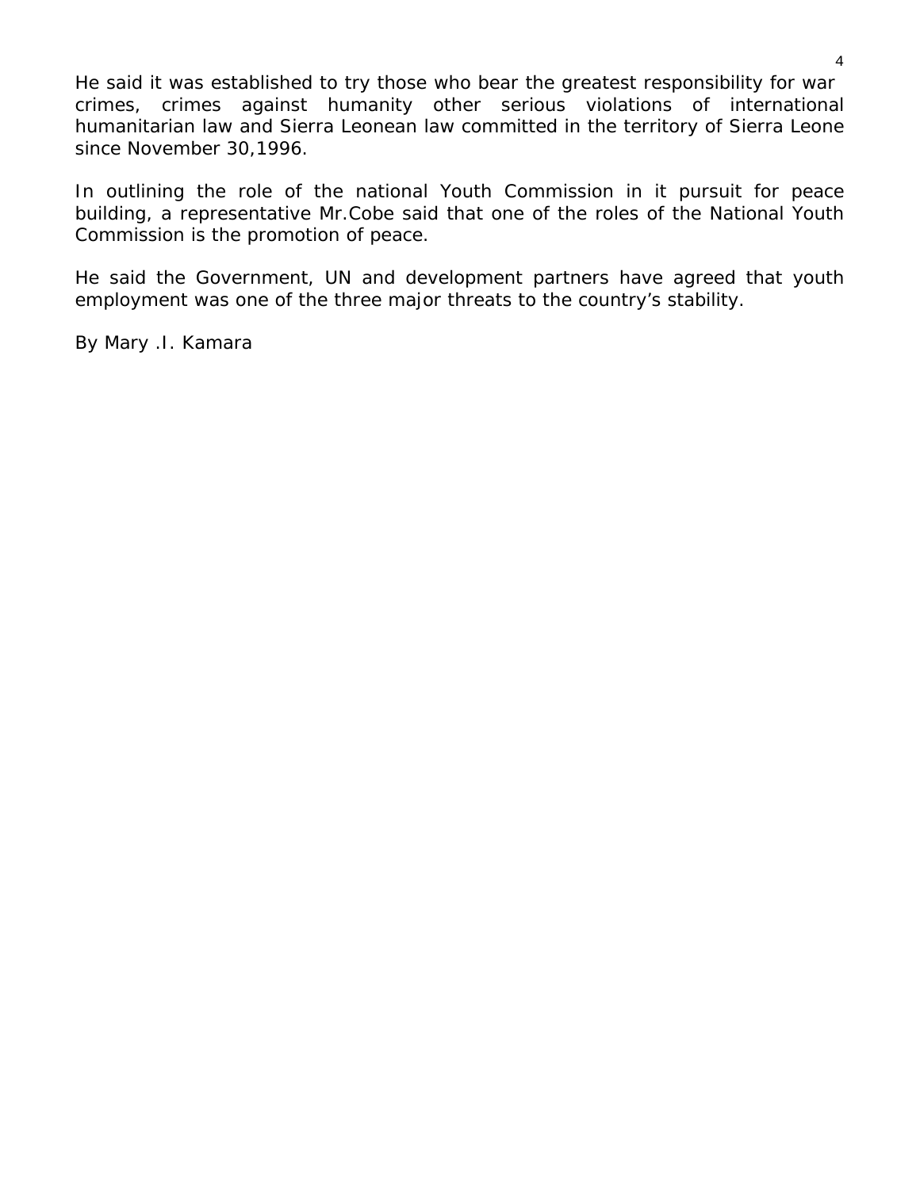He said it was established to try those who bear the greatest responsibility for war crimes, crimes against humanity other serious violations of international humanitarian law and Sierra Leonean law committed in the territory of Sierra Leone since November 30,1996.

In outlining the role of the national Youth Commission in it pursuit for peace building, a representative Mr.Cobe said that one of the roles of the National Youth Commission is the promotion of peace.

He said the Government, UN and development partners have agreed that youth employment was one of the three major threats to the country's stability.

By Mary .I. Kamara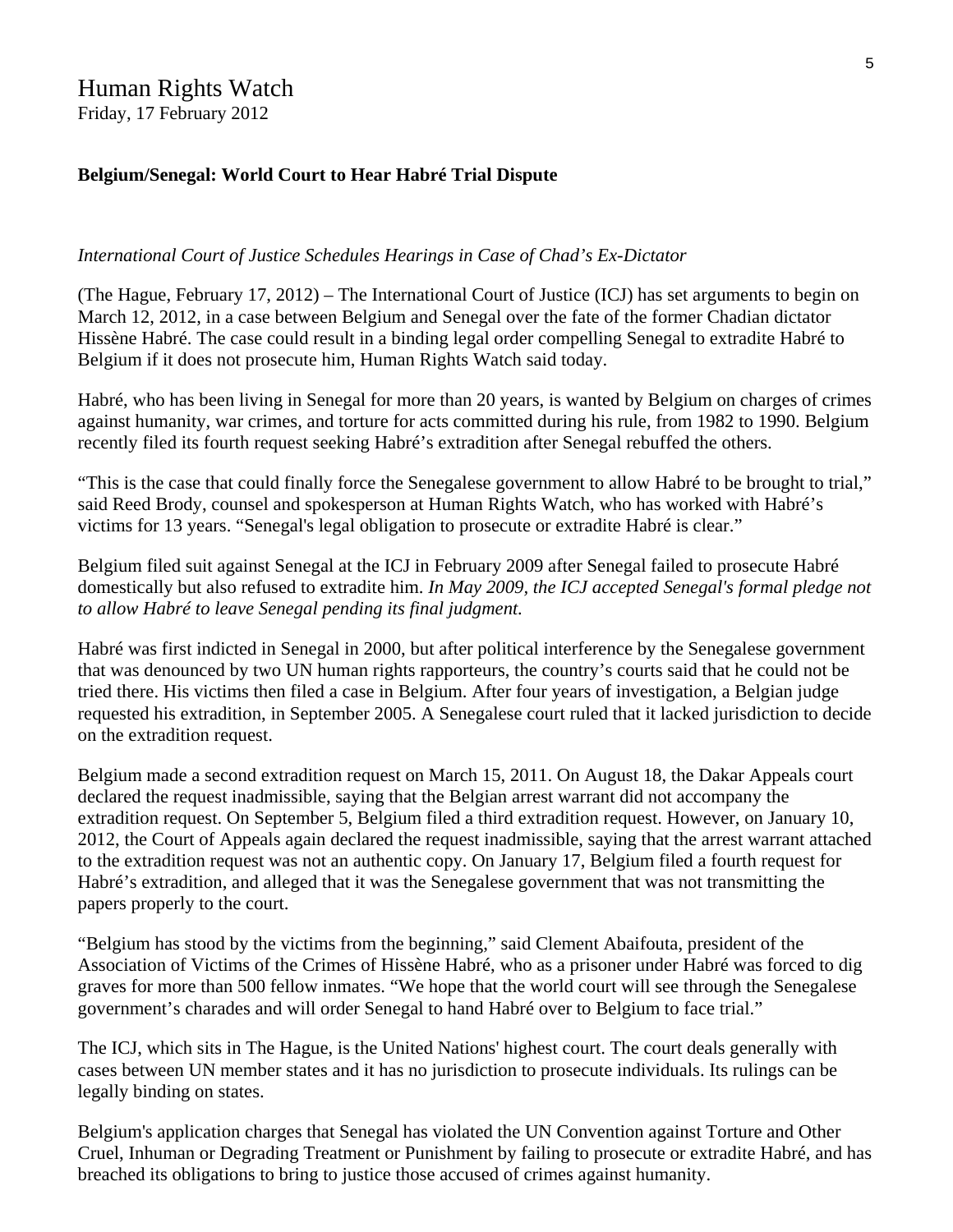# Human Rights Watch

Friday, 17 February 2012

**Belgium/Senegal: World Court to Hear Habré Trial Dispute**

*International Court of Justice Schedules Hearings in Case of Chad's Ex-Dictator*

(The Hague, February 17, 2012) – The International Court of Justice (ICJ) has set arguments to begin on March 12, 2012, in a case between Belgium and Senegal over the fate of the former Chadian dictator Hissène Habré. The case could result in a binding legal order compelling Senegal to extradite Habré to Belgium if it does not prosecute him, Human Rights Watch said today.

Habré, who has been living in Senegal for more than 20 years, is wanted by Belgium on charges of crimes against humanity, war crimes, and torture for acts committed during his rule, from 1982 to 1990. Belgium recently filed its fourth request seeking Habré's extradition after Senegal rebuffed the others.

"This is the case that could finally force the Senegalese government to allow Habré to be brought to trial," said Reed Brody, counsel and spokesperson at Human Rights Watch, who has worked with Habré's victims for 13 years. "Senegal's legal obligation to prosecute or extradite Habré is clear."

Belgium filed suit against Senegal at the ICJ in February 2009 after Senegal failed to prosecute Habré domestically but also refused to extradite him. *In May 2009, the ICJ accepted Senegal's formal pledge not to allow Habré to leave Senegal pending its final judgment.*

Habré was first indicted in Senegal in 2000, but after political interference by the Senegalese government that was denounced by two UN human rights rapporteurs, the country's courts said that he could not be tried there. His victims then filed a case in Belgium. After four years of investigation, a Belgian judge requested his extradition, in September 2005. A Senegalese court ruled that it lacked jurisdiction to decide on the extradition request.

Belgium made a second extradition request on March 15, 2011. On August 18, the Dakar Appeals court declared the request inadmissible, saying that the Belgian arrest warrant did not accompany the extradition request. On September 5, Belgium filed a third extradition request. However, on January 10, 2012, the Court of Appeals again declared the request inadmissible, saying that the arrest warrant attached to the extradition request was not an authentic copy. On January 17, Belgium filed a fourth request for Habré's extradition, and alleged that it was the Senegalese government that was not transmitting the papers properly to the court.

"Belgium has stood by the victims from the beginning," said Clement Abaifouta, president of the Association of Victims of the Crimes of Hissène Habré, who as a prisoner under Habré was forced to dig graves for more than 500 fellow inmates. "We hope that the world court will see through the Senegalese government's charades and will order Senegal to hand Habré over to Belgium to face trial."

The ICJ, which sits in The Hague, is the United Nations' highest court. The court deals generally with cases between UN member states and it has no jurisdiction to prosecute individuals. Its rulings can be legally binding on states.

Belgium's application charges that Senegal has violated the UN Convention against Torture and Other Cruel, Inhuman or Degrading Treatment or Punishment by failing to prosecute or extradite Habré, and has breached its obligations to bring to justice those accused of crimes against humanity.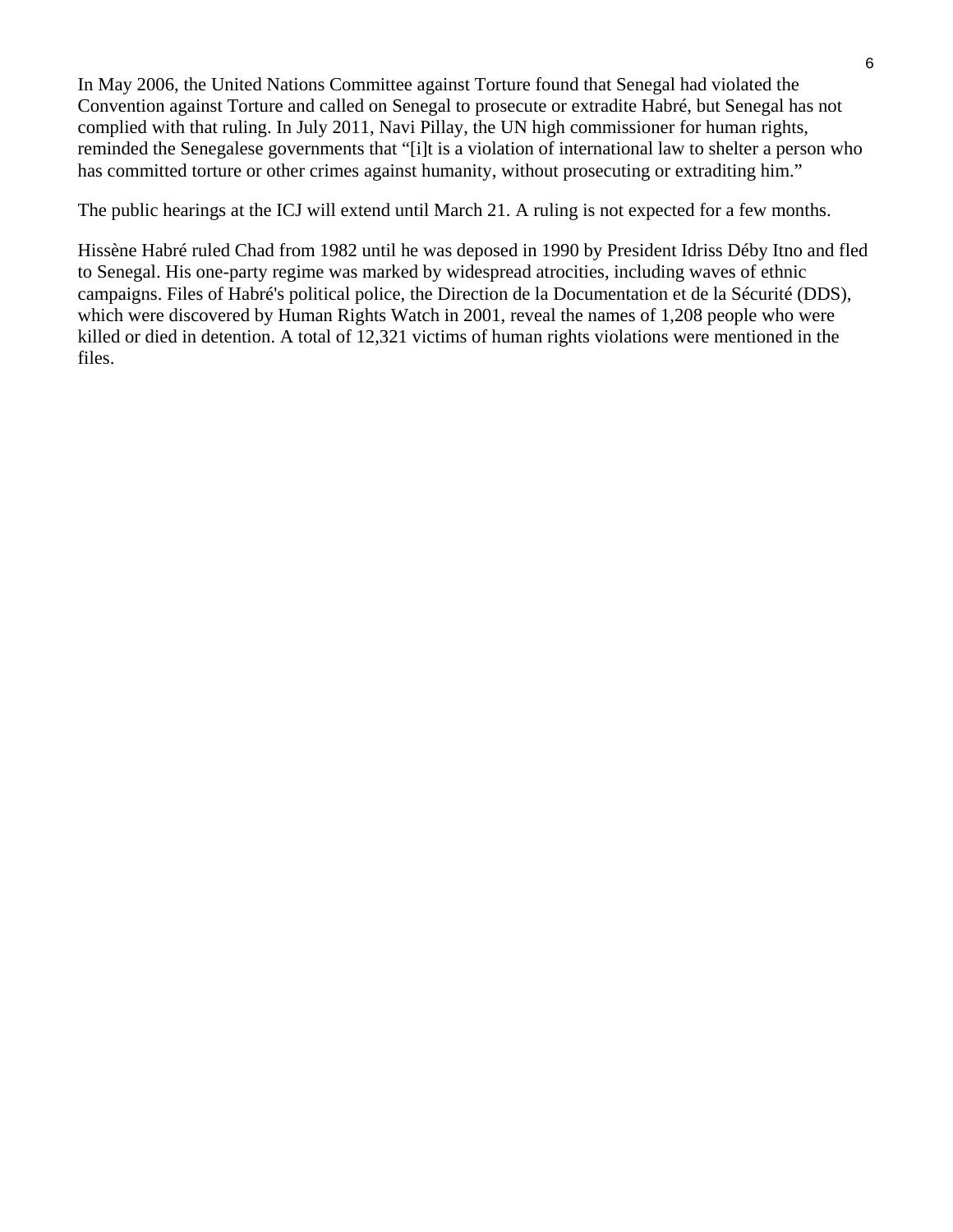In May 2006, the United Nations Committee against Torture found that Senegal had violated the Convention against Torture and called on Senegal to prosecute or extradite Habré, but Senegal has not complied with that ruling. In July 2011, Navi Pillay, the UN high commissioner for human rights, reminded the Senegalese governments that "[i]t is a violation of international law to shelter a person who has committed torture or other crimes against humanity, without prosecuting or extraditing him."

The public hearings at the ICJ will extend until March 21. A ruling is not expected for a few months.

Hissène Habré ruled Chad from 1982 until he was deposed in 1990 by President Idriss Déby Itno and fled to Senegal. His one-party regime was marked by widespread atrocities, including waves of ethnic campaigns. Files of Habré's political police, the Direction de la Documentation et de la Sécurité (DDS), which were discovered by Human Rights Watch in 2001, reveal the names of 1,208 people who were killed or died in detention. A total of 12,321 victims of human rights violations were mentioned in the files.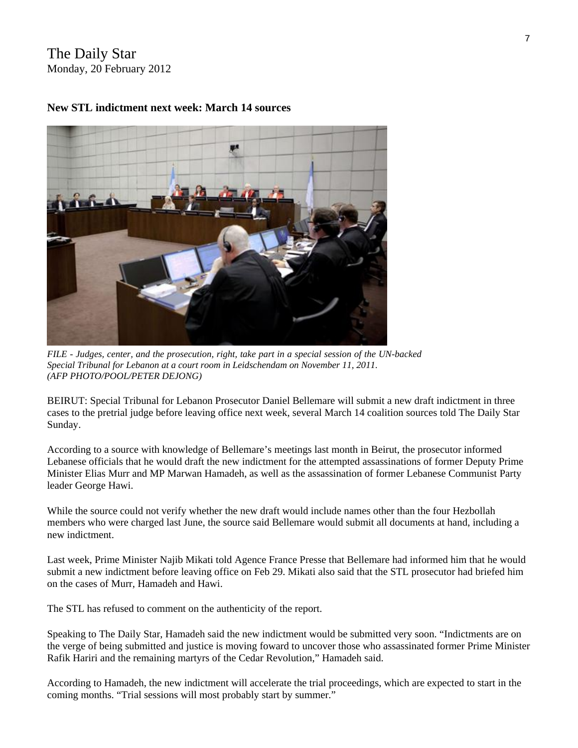The Daily Star
Monday, 20 February 2012

**New STL indictment next week: March 14 sources**

*FILE - Judges, center, and the prosecution, right, take part in a special session of the UN-backed Special Tribunal for Lebanon at a court room in Leidschendam on November 11, 2011. (AFP PHOTO/POOL/PETER DEJONG)*

BEIRUT: Special Tribunal for Lebanon Prosecutor Daniel Bellemare will submit a new draft indictment in three cases to the pretrial judge before leaving office next week, several March 14 coalition sources told The Daily Star Sunday.

According to a source with knowledge of Bellemare's meetings last month in Beirut, the prosecutor informed Lebanese officials that he would draft the new indictment for the attempted assassinations of former Deputy Prime Minister Elias Murr and MP Marwan Hamadeh, as well as the assassination of former Lebanese Communist Party leader George Hawi.

While the source could not verify whether the new draft would include names other than the four Hezbollah members who were charged last June, the source said Bellemare would submit all documents at hand, including a new indictment.

Last week, Prime Minister Najib Mikati told Agence France Presse that Bellemare had informed him that he would submit a new indictment before leaving office on Feb 29. Mikati also said that the STL prosecutor had briefed him on the cases of Murr, Hamadeh and Hawi.

The STL has refused to comment on the authenticity of the report.

Speaking to The Daily Star, Hamadeh said the new indictment would be submitted very soon. "Indictments are on the verge of being submitted and justice is moving foward to uncover those who assassinated former Prime Minister Rafik Hariri and the remaining martyrs of the Cedar Revolution," Hamadeh said.

According to Hamadeh, the new indictment will accelerate the trial proceedings, which are expected to start in the coming months. "Trial sessions will most probably start by summer."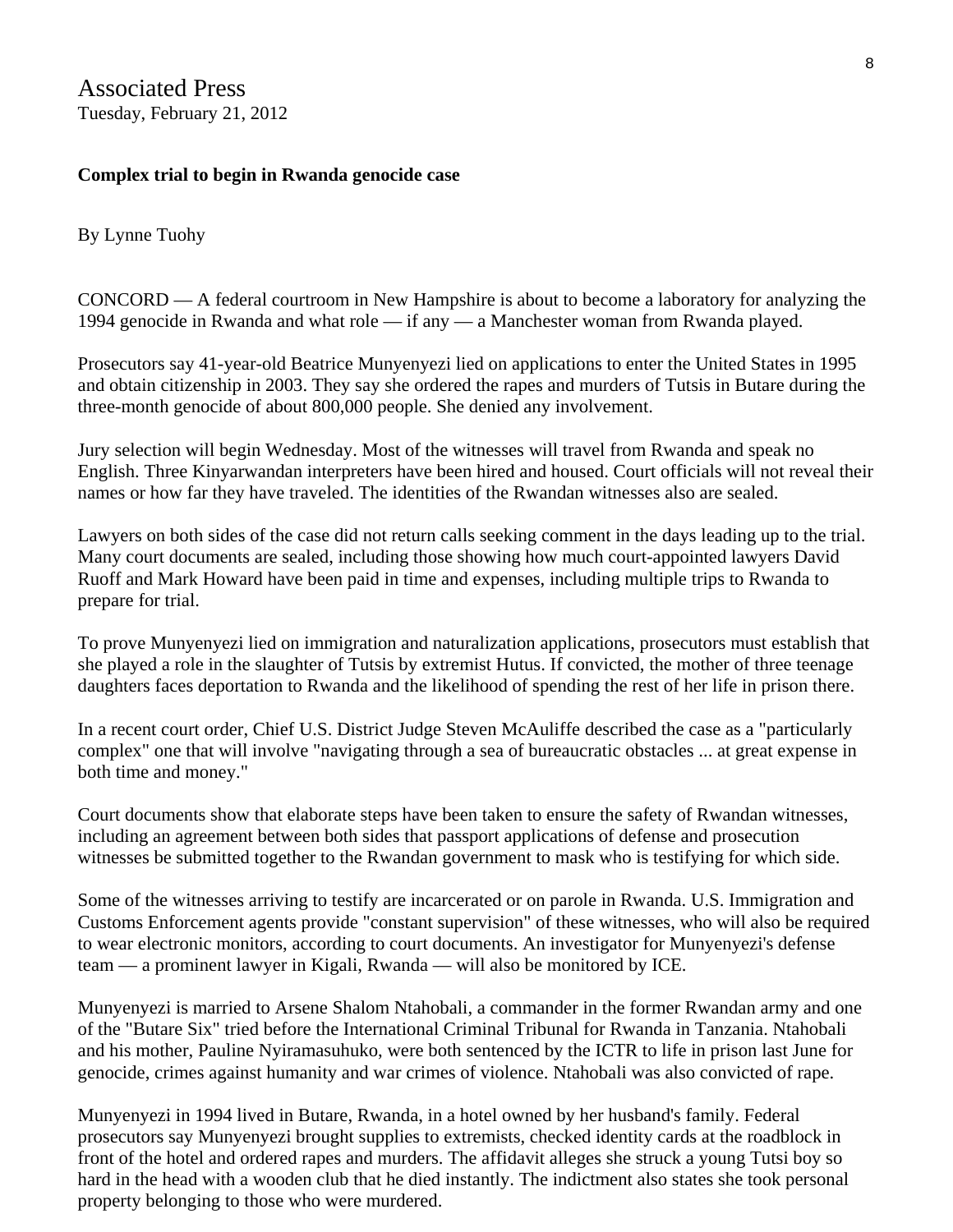Associated Press
Tuesday, February 21, 2012

**Complex trial to begin in Rwanda genocide case**

By Lynne Tuohy

CONCORD — A federal courtroom in New Hampshire is about to become a laboratory for analyzing the 1994 genocide in Rwanda and what role — if any — a Manchester woman from Rwanda played.

Prosecutors say 41-year-old Beatrice Munyenyezi lied on applications to enter the United States in 1995 and obtain citizenship in 2003. They say she ordered the rapes and murders of Tutsis in Butare during the three-month genocide of about 800,000 people. She denied any involvement.

Jury selection will begin Wednesday. Most of the witnesses will travel from Rwanda and speak no English. Three Kinyarwandan interpreters have been hired and housed. Court officials will not reveal their names or how far they have traveled. The identities of the Rwandan witnesses also are sealed.

Lawyers on both sides of the case did not return calls seeking comment in the days leading up to the trial. Many court documents are sealed, including those showing how much court-appointed lawyers David Ruoff and Mark Howard have been paid in time and expenses, including multiple trips to Rwanda to prepare for trial.

To prove Munyenyezi lied on immigration and naturalization applications, prosecutors must establish that she played a role in the slaughter of Tutsis by extremist Hutus. If convicted, the mother of three teenage daughters faces deportation to Rwanda and the likelihood of spending the rest of her life in prison there.

In a recent court order, Chief U.S. District Judge Steven McAuliffe described the case as a "particularly complex" one that will involve "navigating through a sea of bureaucratic obstacles ... at great expense in both time and money."

Court documents show that elaborate steps have been taken to ensure the safety of Rwandan witnesses, including an agreement between both sides that passport applications of defense and prosecution witnesses be submitted together to the Rwandan government to mask who is testifying for which side.

Some of the witnesses arriving to testify are incarcerated or on parole in Rwanda. U.S. Immigration and Customs Enforcement agents provide "constant supervision" of these witnesses, who will also be required to wear electronic monitors, according to court documents. An investigator for Munyenyezi's defense team — a prominent lawyer in Kigali, Rwanda — will also be monitored by ICE.

Munyenyezi is married to Arsene Shalom Ntahobali, a commander in the former Rwandan army and one of the "Butare Six" tried before the International Criminal Tribunal for Rwanda in Tanzania. Ntahobali and his mother, Pauline Nyiramasuhuko, were both sentenced by the ICTR to life in prison last June for genocide, crimes against humanity and war crimes of violence. Ntahobali was also convicted of rape.

Munyenyezi in 1994 lived in Butare, Rwanda, in a hotel owned by her husband's family. Federal prosecutors say Munyenyezi brought supplies to extremists, checked identity cards at the roadblock in front of the hotel and ordered rapes and murders. The affidavit alleges she struck a young Tutsi boy so hard in the head with a wooden club that he died instantly. The indictment also states she took personal property belonging to those who were murdered.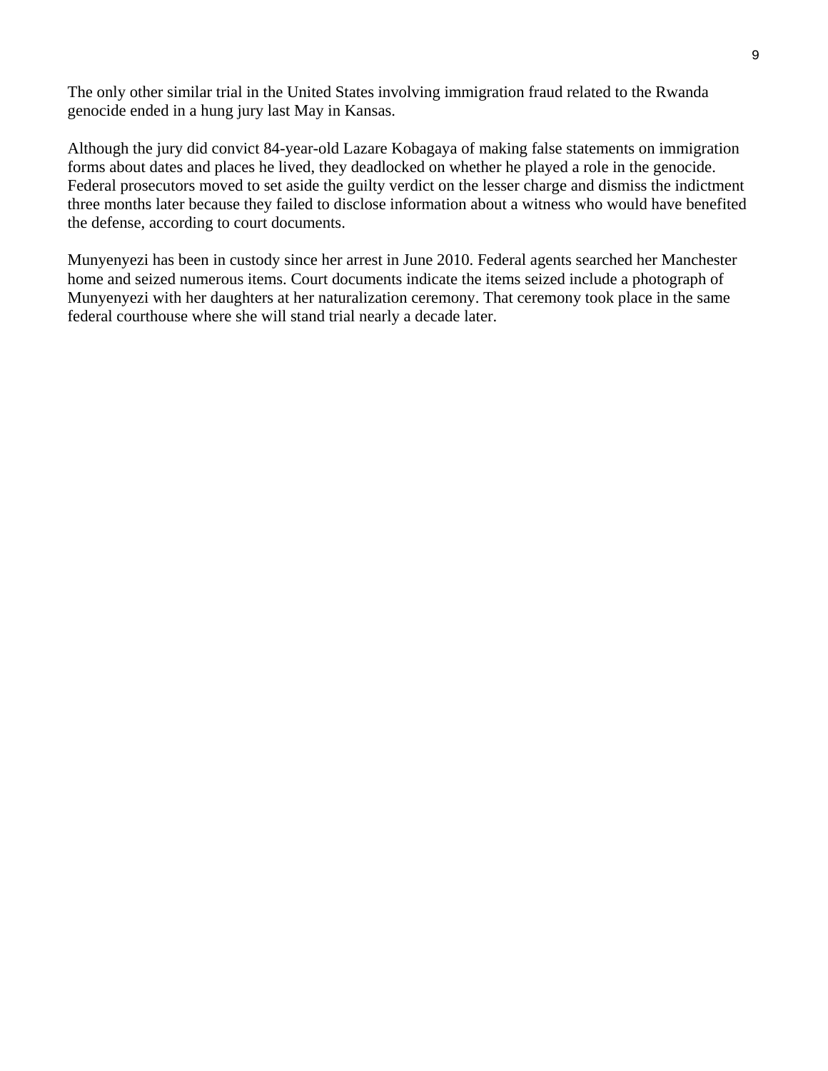The only other similar trial in the United States involving immigration fraud related to the Rwanda genocide ended in a hung jury last May in Kansas.

Although the jury did convict 84-year-old Lazare Kobagaya of making false statements on immigration forms about dates and places he lived, they deadlocked on whether he played a role in the genocide. Federal prosecutors moved to set aside the guilty verdict on the lesser charge and dismiss the indictment three months later because they failed to disclose information about a witness who would have benefited the defense, according to court documents.

Munyenyezi has been in custody since her arrest in June 2010. Federal agents searched her Manchester home and seized numerous items. Court documents indicate the items seized include a photograph of Munyenyezi with her daughters at her naturalization ceremony. That ceremony took place in the same federal courthouse where she will stand trial nearly a decade later.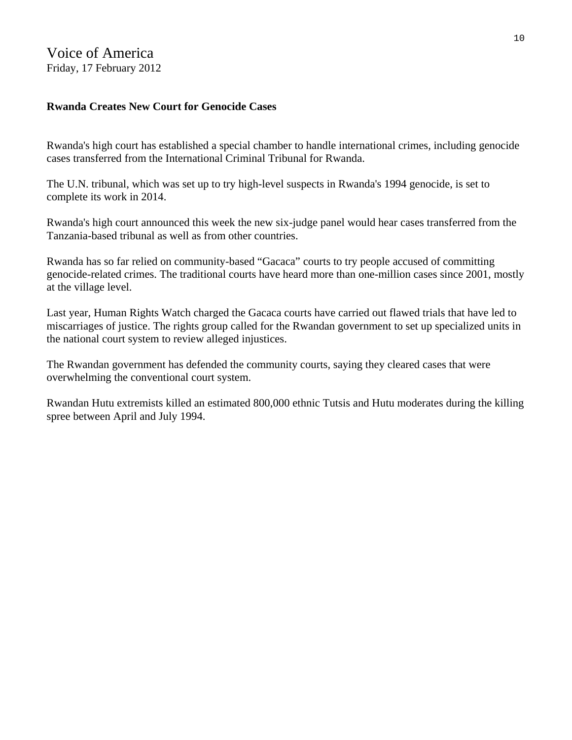Voice of America
Friday, 17 February 2012

**Rwanda Creates New Court for Genocide Cases**

Rwanda's high court has established a special chamber to handle international crimes, including genocide cases transferred from the International Criminal Tribunal for Rwanda.

The U.N. tribunal, which was set up to try high-level suspects in Rwanda's 1994 genocide, is set to complete its work in 2014.

Rwanda's high court announced this week the new six-judge panel would hear cases transferred from the Tanzania-based tribunal as well as from other countries.

Rwanda has so far relied on community-based "Gacaca" courts to try people accused of committing genocide-related crimes. The traditional courts have heard more than one-million cases since 2001, mostly at the village level.

Last year, Human Rights Watch charged the Gacaca courts have carried out flawed trials that have led to miscarriages of justice. The rights group called for the Rwandan government to set up specialized units in the national court system to review alleged injustices.

The Rwandan government has defended the community courts, saying they cleared cases that were overwhelming the conventional court system.

Rwandan Hutu extremists killed an estimated 800,000 ethnic Tutsis and Hutu moderates during the killing spree between April and July 1994.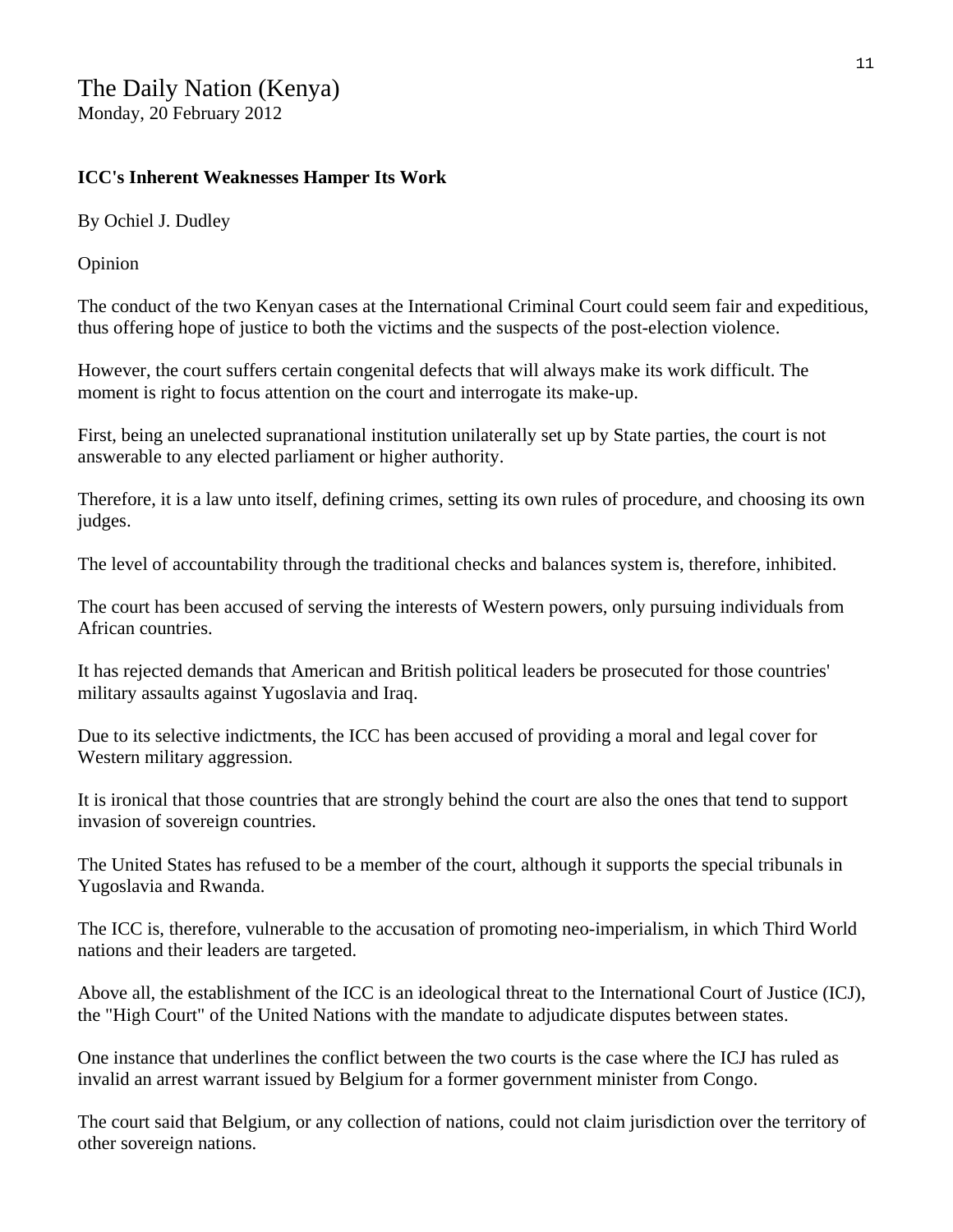The Daily Nation (Kenya)
Monday, 20 February 2012

**ICC's Inherent Weaknesses Hamper Its Work**

By Ochiel J. Dudley

Opinion

The conduct of the two Kenyan cases at the International Criminal Court could seem fair and expeditious, thus offering hope of justice to both the victims and the suspects of the post-election violence.

However, the court suffers certain congenital defects that will always make its work difficult. The moment is right to focus attention on the court and interrogate its make-up.

First, being an unelected supranational institution unilaterally set up by State parties, the court is not answerable to any elected parliament or higher authority.

Therefore, it is a law unto itself, defining crimes, setting its own rules of procedure, and choosing its own judges.

The level of accountability through the traditional checks and balances system is, therefore, inhibited.

The court has been accused of serving the interests of Western powers, only pursuing individuals from African countries.

It has rejected demands that American and British political leaders be prosecuted for those countries' military assaults against Yugoslavia and Iraq.

Due to its selective indictments, the ICC has been accused of providing a moral and legal cover for Western military aggression.

It is ironical that those countries that are strongly behind the court are also the ones that tend to support invasion of sovereign countries.

The United States has refused to be a member of the court, although it supports the special tribunals in Yugoslavia and Rwanda.

The ICC is, therefore, vulnerable to the accusation of promoting neo-imperialism, in which Third World nations and their leaders are targeted.

Above all, the establishment of the ICC is an ideological threat to the International Court of Justice (ICJ), the "High Court" of the United Nations with the mandate to adjudicate disputes between states.

One instance that underlines the conflict between the two courts is the case where the ICJ has ruled as invalid an arrest warrant issued by Belgium for a former government minister from Congo.

The court said that Belgium, or any collection of nations, could not claim jurisdiction over the territory of other sovereign nations.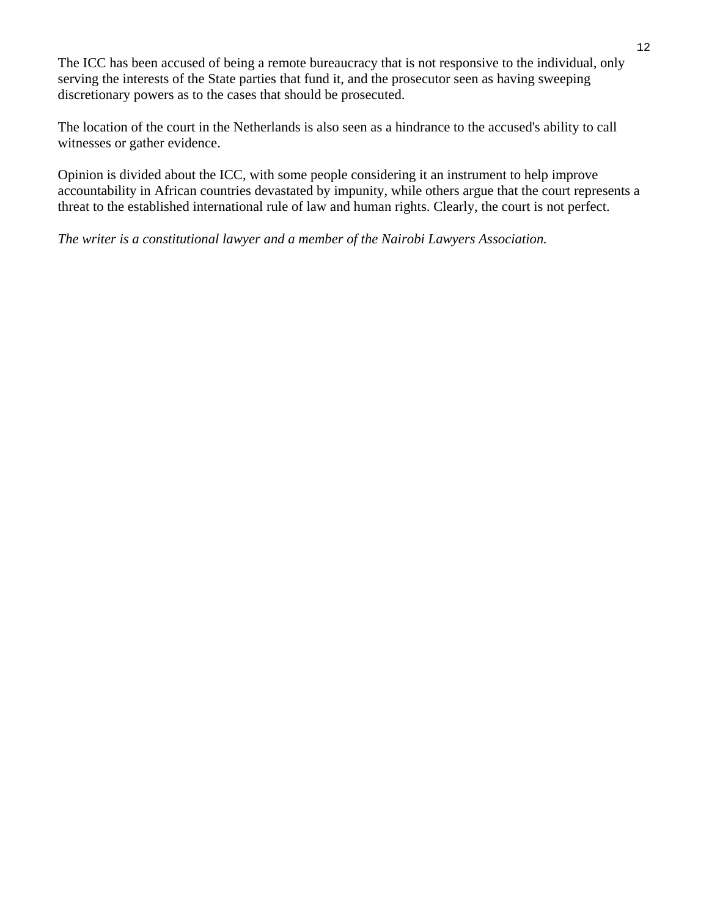The ICC has been accused of being a remote bureaucracy that is not responsive to the individual, only serving the interests of the State parties that fund it, and the prosecutor seen as having sweeping discretionary powers as to the cases that should be prosecuted.

The location of the court in the Netherlands is also seen as a hindrance to the accused's ability to call witnesses or gather evidence.

Opinion is divided about the ICC, with some people considering it an instrument to help improve accountability in African countries devastated by impunity, while others argue that the court represents a threat to the established international rule of law and human rights. Clearly, the court is not perfect.

*The writer is a constitutional lawyer and a member of the Nairobi Lawyers Association.*